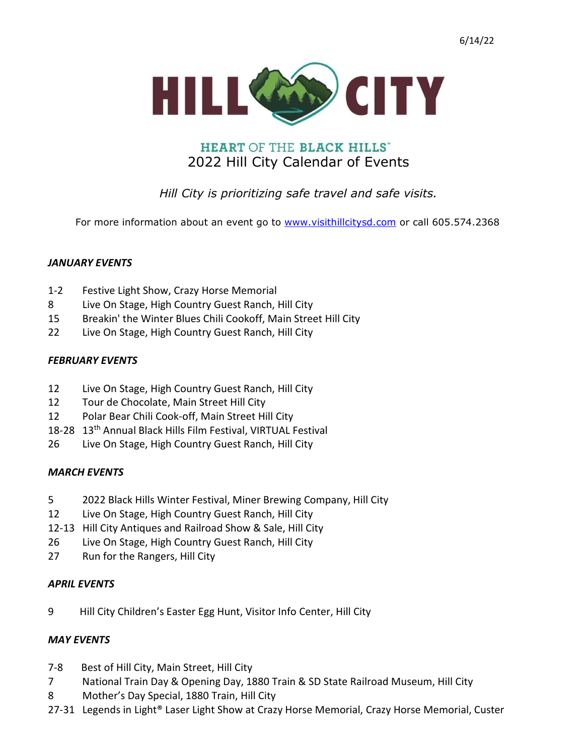6/14/22

# HILL CITY

## HEART OF THE BLACK HILLS™

## 2022 Hill City Calendar of Events

*Hill City is prioritizing safe travel and safe visits.*

For more information about an event go to [www.visithillcitysd.com](http://www.visithillcitysd.com) or call 605.574.2368

### *JANUARY EVENTS*

1-2 Festive Light Show, Crazy Horse Memorial
8 Live On Stage, High Country Guest Ranch, Hill City
15 Breakin' the Winter Blues Chili Cookoff, Main Street Hill City
22 Live On Stage, High Country Guest Ranch, Hill City

### *FEBRUARY EVENTS*

12 Live On Stage, High Country Guest Ranch, Hill City
12 Tour de Chocolate, Main Street Hill City
12 Polar Bear Chili Cook-off, Main Street Hill City
18-28 13th Annual Black Hills Film Festival, VIRTUAL Festival
26 Live On Stage, High Country Guest Ranch, Hill City

### *MARCH EVENTS*

5 2022 Black Hills Winter Festival, Miner Brewing Company, Hill City
12 Live On Stage, High Country Guest Ranch, Hill City
12-13 Hill City Antiques and Railroad Show & Sale, Hill City
26 Live On Stage, High Country Guest Ranch, Hill City
27 Run for the Rangers, Hill City

### *APRIL EVENTS*

9 Hill City Children's Easter Egg Hunt, Visitor Info Center, Hill City

### *MAY EVENTS*

7-8 Best of Hill City, Main Street, Hill City
7 National Train Day & Opening Day, 1880 Train & SD State Railroad Museum, Hill City
8 Mother's Day Special, 1880 Train, Hill City
27-31 Legends in Light® Laser Light Show at Crazy Horse Memorial, Crazy Horse Memorial, Custer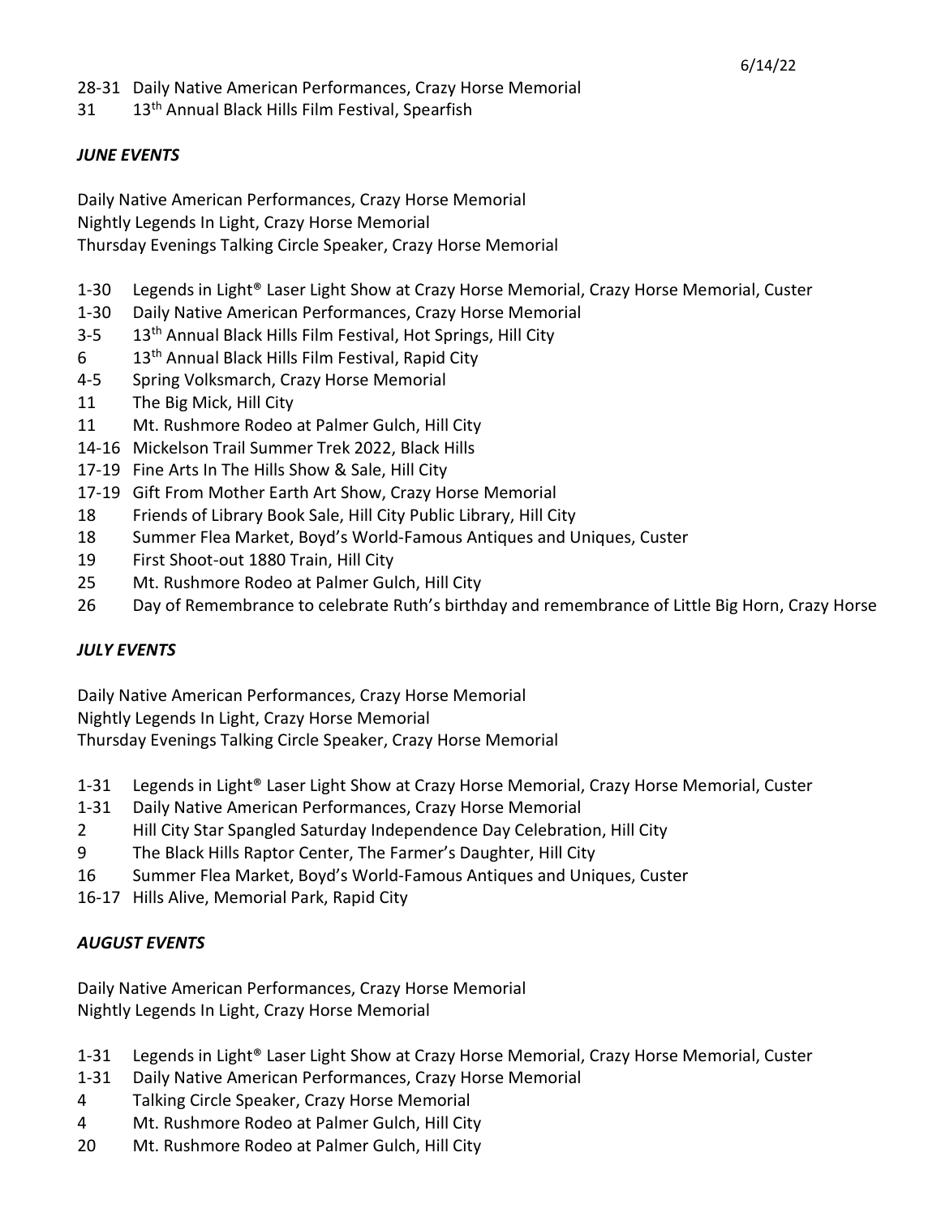28-31 Daily Native American Performances, Crazy Horse Memorial
31 13th Annual Black Hills Film Festival, Spearfish

### *JUNE EVENTS*

Daily Native American Performances, Crazy Horse Memorial
Nightly Legends In Light, Crazy Horse Memorial
Thursday Evenings Talking Circle Speaker, Crazy Horse Memorial

- 1-30 Legends in Light® Laser Light Show at Crazy Horse Memorial, Crazy Horse Memorial, Custer
- 1-30 Daily Native American Performances, Crazy Horse Memorial
- 3-5 13th Annual Black Hills Film Festival, Hot Springs, Hill City
- 6 13th Annual Black Hills Film Festival, Rapid City
- 4-5 Spring Volksmarch, Crazy Horse Memorial
- 11 The Big Mick, Hill City
- 11 Mt. Rushmore Rodeo at Palmer Gulch, Hill City
- 14-16 Mickelson Trail Summer Trek 2022, Black Hills
- 17-19 Fine Arts In The Hills Show & Sale, Hill City
- 17-19 Gift From Mother Earth Art Show, Crazy Horse Memorial
- 18 Friends of Library Book Sale, Hill City Public Library, Hill City
- 18 Summer Flea Market, Boyd's World-Famous Antiques and Uniques, Custer
- 19 First Shoot-out 1880 Train, Hill City
- 25 Mt. Rushmore Rodeo at Palmer Gulch, Hill City
- 26 Day of Remembrance to celebrate Ruth's birthday and remembrance of Little Big Horn, Crazy Horse

### *JULY EVENTS*

Daily Native American Performances, Crazy Horse Memorial
Nightly Legends In Light, Crazy Horse Memorial
Thursday Evenings Talking Circle Speaker, Crazy Horse Memorial

- 1-31 Legends in Light® Laser Light Show at Crazy Horse Memorial, Crazy Horse Memorial, Custer
- 1-31 Daily Native American Performances, Crazy Horse Memorial
- 2 Hill City Star Spangled Saturday Independence Day Celebration, Hill City
- 9 The Black Hills Raptor Center, The Farmer's Daughter, Hill City
- 16 Summer Flea Market, Boyd's World-Famous Antiques and Uniques, Custer
- 16-17 Hills Alive, Memorial Park, Rapid City

### *AUGUST EVENTS*

Daily Native American Performances, Crazy Horse Memorial
Nightly Legends In Light, Crazy Horse Memorial

- 1-31 Legends in Light® Laser Light Show at Crazy Horse Memorial, Crazy Horse Memorial, Custer
- 1-31 Daily Native American Performances, Crazy Horse Memorial
- 4 Talking Circle Speaker, Crazy Horse Memorial
- 4 Mt. Rushmore Rodeo at Palmer Gulch, Hill City
- 20 Mt. Rushmore Rodeo at Palmer Gulch, Hill City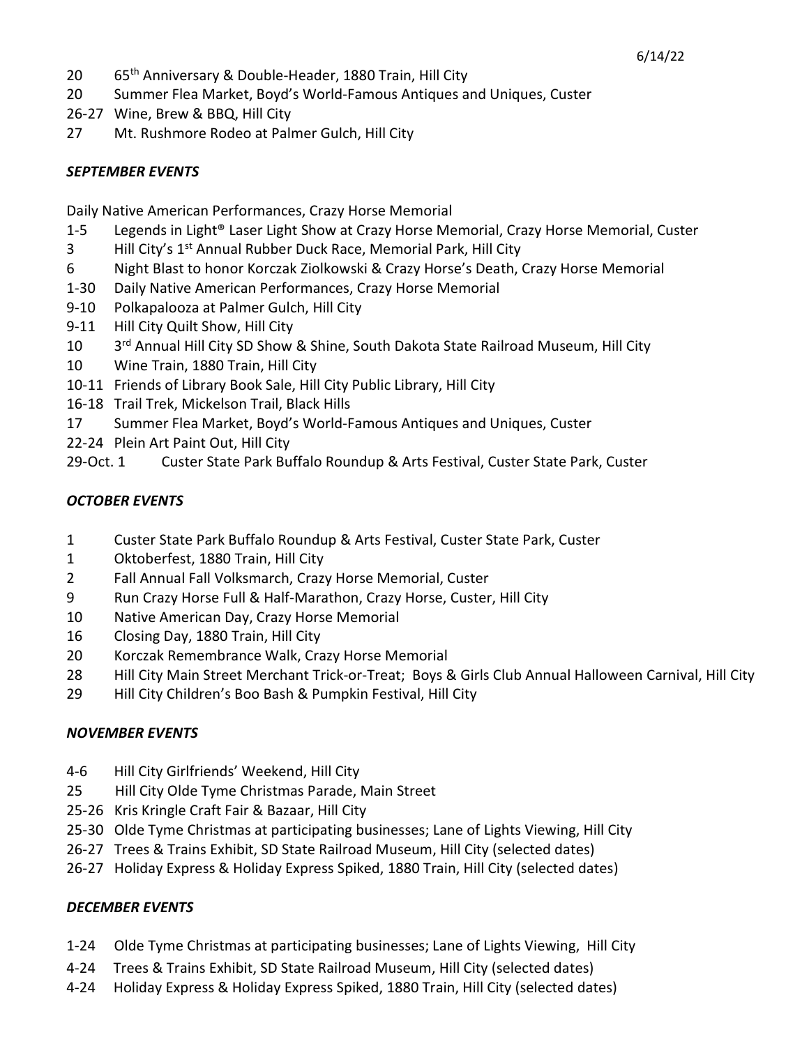6/14/22

20 65th Anniversary & Double-Header, 1880 Train, Hill City
20 Summer Flea Market, Boyd's World-Famous Antiques and Uniques, Custer
26-27 Wine, Brew & BBQ, Hill City
27 Mt. Rushmore Rodeo at Palmer Gulch, Hill City

### *SEPTEMBER EVENTS*

Daily Native American Performances, Crazy Horse Memorial
1-5 Legends in Light® Laser Light Show at Crazy Horse Memorial, Crazy Horse Memorial, Custer
3 Hill City's 1st Annual Rubber Duck Race, Memorial Park, Hill City
6 Night Blast to honor Korczak Ziolkowski & Crazy Horse's Death, Crazy Horse Memorial
1-30 Daily Native American Performances, Crazy Horse Memorial
9-10 Polkapalooza at Palmer Gulch, Hill City
9-11 Hill City Quilt Show, Hill City
10 3rd Annual Hill City SD Show & Shine, South Dakota State Railroad Museum, Hill City
10 Wine Train, 1880 Train, Hill City
10-11 Friends of Library Book Sale, Hill City Public Library, Hill City
16-18 Trail Trek, Mickelson Trail, Black Hills
17 Summer Flea Market, Boyd's World-Famous Antiques and Uniques, Custer
22-24 Plein Art Paint Out, Hill City
29-Oct. 1 Custer State Park Buffalo Roundup & Arts Festival, Custer State Park, Custer

### *OCTOBER EVENTS*

1 Custer State Park Buffalo Roundup & Arts Festival, Custer State Park, Custer
1 Oktoberfest, 1880 Train, Hill City
2 Fall Annual Fall Volksmarch, Crazy Horse Memorial, Custer
9 Run Crazy Horse Full & Half-Marathon, Crazy Horse, Custer, Hill City
10 Native American Day, Crazy Horse Memorial
16 Closing Day, 1880 Train, Hill City
20 Korczak Remembrance Walk, Crazy Horse Memorial
28 Hill City Main Street Merchant Trick-or-Treat; Boys & Girls Club Annual Halloween Carnival, Hill City
29 Hill City Children's Boo Bash & Pumpkin Festival, Hill City

### *NOVEMBER EVENTS*

4-6 Hill City Girlfriends' Weekend, Hill City
25 Hill City Olde Tyme Christmas Parade, Main Street
25-26 Kris Kringle Craft Fair & Bazaar, Hill City
25-30 Olde Tyme Christmas at participating businesses; Lane of Lights Viewing, Hill City
26-27 Trees & Trains Exhibit, SD State Railroad Museum, Hill City (selected dates)
26-27 Holiday Express & Holiday Express Spiked, 1880 Train, Hill City (selected dates)

### *DECEMBER EVENTS*

1-24 Olde Tyme Christmas at participating businesses; Lane of Lights Viewing, Hill City
4-24 Trees & Trains Exhibit, SD State Railroad Museum, Hill City (selected dates)
4-24 Holiday Express & Holiday Express Spiked, 1880 Train, Hill City (selected dates)